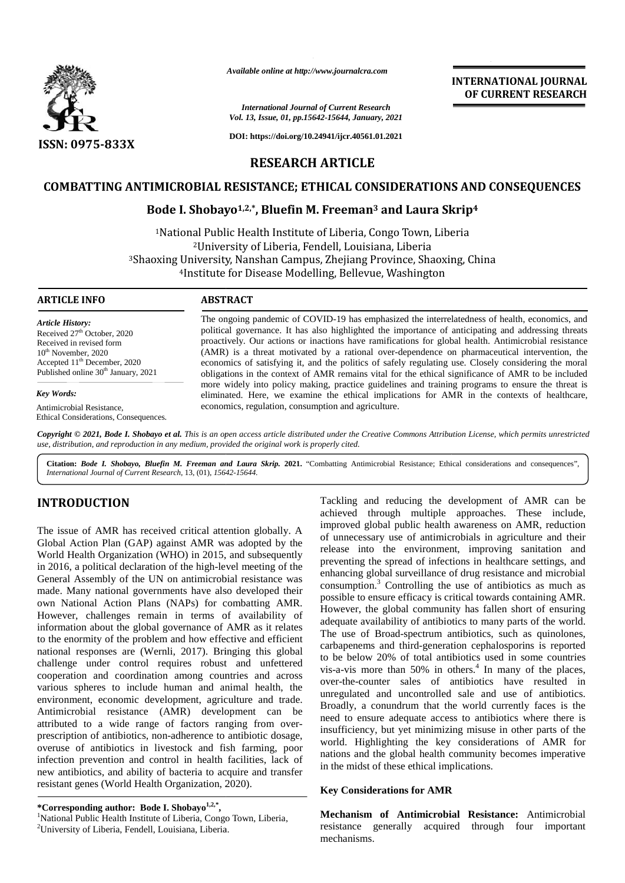Available online at http://www.journalcra.com

International Journal of Current Research
Vol. 13, Issue, 01, pp.15642-15644, January, 2021

DOI: https://doi.org/10.24941/ijcr.40561.01.2021

ISSN: 0975-833X

INTERNATIONAL JOURNAL OF CURRENT RESEARCH

RESEARCH ARTICLE

# COMBATTING ANTIMICROBIAL RESISTANCE; ETHICAL CONSIDERATIONS AND CONSEQUENCES

**Bode I. Shobayo[1,2,*], Bluefin M. Freeman[3] and Laura Skrip[4]**

[1]National Public Health Institute of Liberia, Congo Town, Liberia
[2]University of Liberia, Fendell, Louisiana, Liberia
[3]Shaoxing University, Nanshan Campus, Zhejiang Province, Shaoxing, China
[4]Institute for Disease Modelling, Bellevue, Washington

**ARTICLE INFO**

*Article History:*
Received 27th October, 2020
Received in revised form
10th November, 2020
Accepted 11th December, 2020
Published online 30th January, 2021

*Key Words:*
Antimicrobial Resistance,
Ethical Considerations, Consequences.

**ABSTRACT**

The ongoing pandemic of COVID-19 has emphasized the interrelatedness of health, economics, and political governance. It has also highlighted the importance of anticipating and addressing threats proactively. Our actions or inactions have ramifications for global health. Antimicrobial resistance (AMR) is a threat motivated by a rational over-dependence on pharmaceutical intervention, the economics of satisfying it, and the politics of safely regulating use. Closely considering the moral obligations in the context of AMR remains vital for the ethical significance of AMR to be included more widely into policy making, practice guidelines and training programs to ensure the threat is eliminated. Here, we examine the ethical implications for AMR in the contexts of healthcare, economics, regulation, consumption and agriculture.

*Copyright © 2021, Bode I. Shobayo et al. This is an open access article distributed under the Creative Commons Attribution License, which permits unrestricted use, distribution, and reproduction in any medium, provided the original work is properly cited.*

**Citation:** ***Bode I. Shobayo, Bluefin M. Freeman and Laura Skrip.*** **2021.** "Combatting Antimicrobial Resistance; Ethical considerations and consequences", *International Journal of Current Research*, 13, (01), *15642-15644.*

## INTRODUCTION

The issue of AMR has received critical attention globally. A Global Action Plan (GAP) against AMR was adopted by the World Health Organization (WHO) in 2015, and subsequently in 2016, a political declaration of the high-level meeting of the General Assembly of the UN on antimicrobial resistance was made. Many national governments have also developed their own National Action Plans (NAPs) for combatting AMR. However, challenges remain in terms of availability of information about the global governance of AMR as it relates to the enormity of the problem and how effective and efficient national responses are (Wernli, 2017). Bringing this global challenge under control requires robust and unfettered cooperation and coordination among countries and across various spheres to include human and animal health, the environment, economic development, agriculture and trade. Antimicrobial resistance (AMR) development can be attributed to a wide range of factors ranging from over-prescription of antibiotics, non-adherence to antibiotic dosage, overuse of antibiotics in livestock and fish farming, poor infection prevention and control in health facilities, lack of new antibiotics, and ability of bacteria to acquire and transfer resistant genes (World Health Organization, 2020).

Tackling and reducing the development of AMR can be achieved through multiple approaches. These include, improved global public health awareness on AMR, reduction of unnecessary use of antimicrobials in agriculture and their release into the environment, improving sanitation and preventing the spread of infections in healthcare settings, and enhancing global surveillance of drug resistance and microbial consumption.[3] Controlling the use of antibiotics as much as possible to ensure efficacy is critical towards containing AMR. However, the global community has fallen short of ensuring adequate availability of antibiotics to many parts of the world. The use of Broad-spectrum antibiotics, such as quinolones, carbapenems and third-generation cephalosporins is reported to be below 20% of total antibiotics used in some countries vis-a-vis more than 50% in others.[4] In many of the places, over-the-counter sales of antibiotics have resulted in unregulated and uncontrolled sale and use of antibiotics. Broadly, a conundrum that the world currently faces is the need to ensure adequate access to antibiotics where there is insufficiency, but yet minimizing misuse in other parts of the world. Highlighting the key considerations of AMR for nations and the global health community becomes imperative in the midst of these ethical implications.

### Key Considerations for AMR

**Mechanism of Antimicrobial Resistance:** Antimicrobial resistance generally acquired through four important mechanisms.

**\*Corresponding author: Bode I. Shobayo[1,2,*],**
[1]National Public Health Institute of Liberia, Congo Town, Liberia,
[2]University of Liberia, Fendell, Louisiana, Liberia.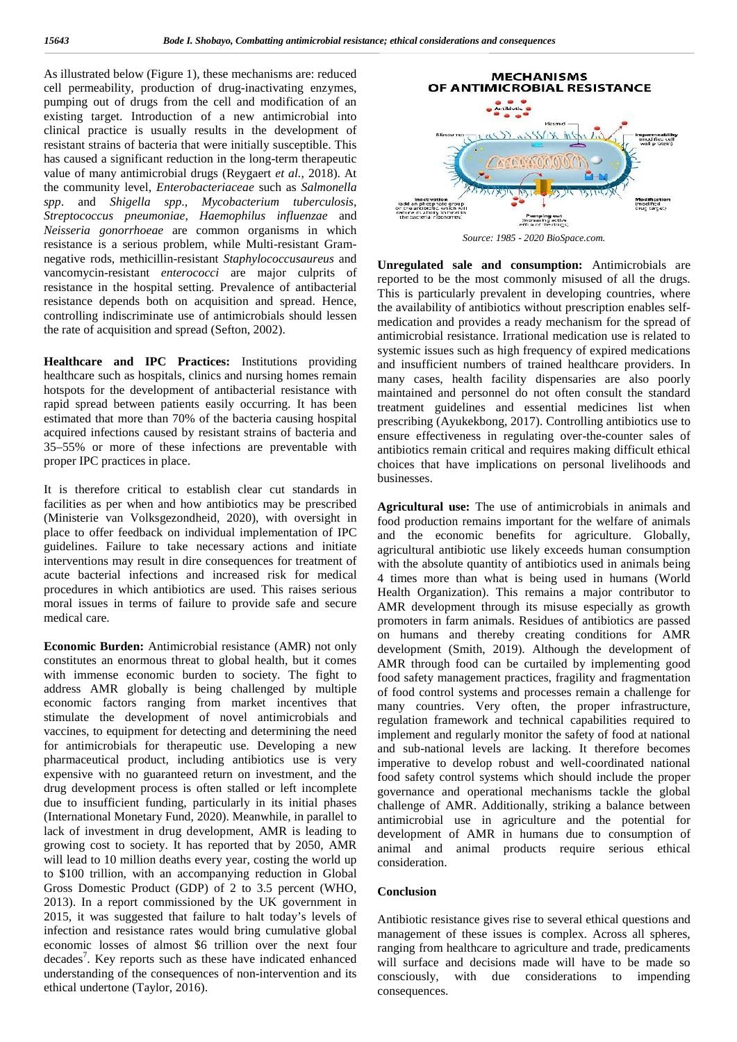As illustrated below (Figure 1), these mechanisms are: reduced cell permeability, production of drug-inactivating enzymes, pumping out of drugs from the cell and modification of an existing target. Introduction of a new antimicrobial into clinical practice is usually results in the development of resistant strains of bacteria that were initially susceptible. This has caused a significant reduction in the long-term therapeutic value of many antimicrobial drugs (Reygaert *et al.*, 2018). At the community level, *Enterobacteriaceae* such as *Salmonella spp*. and *Shigella spp*., *Mycobacterium tuberculosis*, *Streptococcus pneumoniae*, *Haemophilus influenzae* and *Neisseria gonorrhoeae* are common organisms in which resistance is a serious problem, while Multi-resistant Gram-negative rods, methicillin-resistant *Staphylococcusaureus* and vancomycin-resistant *enterococci* are major culprits of resistance in the hospital setting. Prevalence of antibacterial resistance depends both on acquisition and spread. Hence, controlling indiscriminate use of antimicrobials should lessen the rate of acquisition and spread (Sefton, 2002).

**Healthcare and IPC Practices:** Institutions providing healthcare such as hospitals, clinics and nursing homes remain hotspots for the development of antibacterial resistance with rapid spread between patients easily occurring. It has been estimated that more than 70% of the bacteria causing hospital acquired infections caused by resistant strains of bacteria and 35–55% or more of these infections are preventable with proper IPC practices in place.

It is therefore critical to establish clear cut standards in facilities as per when and how antibiotics may be prescribed (Ministerie van Volksgezondheid, 2020), with oversight in place to offer feedback on individual implementation of IPC guidelines. Failure to take necessary actions and initiate interventions may result in dire consequences for treatment of acute bacterial infections and increased risk for medical procedures in which antibiotics are used. This raises serious moral issues in terms of failure to provide safe and secure medical care.

**Economic Burden:** Antimicrobial resistance (AMR) not only constitutes an enormous threat to global health, but it comes with immense economic burden to society. The fight to address AMR globally is being challenged by multiple economic factors ranging from market incentives that stimulate the development of novel antimicrobials and vaccines, to equipment for detecting and determining the need for antimicrobials for therapeutic use. Developing a new pharmaceutical product, including antibiotics use is very expensive with no guaranteed return on investment, and the drug development process is often stalled or left incomplete due to insufficient funding, particularly in its initial phases (International Monetary Fund, 2020). Meanwhile, in parallel to lack of investment in drug development, AMR is leading to growing cost to society. It has reported that by 2050, AMR will lead to 10 million deaths every year, costing the world up to \$100 trillion, with an accompanying reduction in Global Gross Domestic Product (GDP) of 2 to 3.5 percent (WHO, 2013). In a report commissioned by the UK government in 2015, it was suggested that failure to halt today's levels of infection and resistance rates would bring cumulative global economic losses of almost \$6 trillion over the next four decades[7]. Key reports such as these have indicated enhanced understanding of the consequences of non-intervention and its ethical undertone (Taylor, 2016).

MECHANISMS OF ANTIMICROBIAL RESISTANCE

*Source: 1985 - 2020 BioSpace.com.*

**Unregulated sale and consumption:** Antimicrobials are reported to be the most commonly misused of all the drugs. This is particularly prevalent in developing countries, where the availability of antibiotics without prescription enables self-medication and provides a ready mechanism for the spread of antimicrobial resistance. Irrational medication use is related to systemic issues such as high frequency of expired medications and insufficient numbers of trained healthcare providers. In many cases, health facility dispensaries are also poorly maintained and personnel do not often consult the standard treatment guidelines and essential medicines list when prescribing (Ayukekbong, 2017). Controlling antibiotics use to ensure effectiveness in regulating over-the-counter sales of antibiotics remain critical and requires making difficult ethical choices that have implications on personal livelihoods and businesses.

**Agricultural use:** The use of antimicrobials in animals and food production remains important for the welfare of animals and the economic benefits for agriculture. Globally, agricultural antibiotic use likely exceeds human consumption with the absolute quantity of antibiotics used in animals being 4 times more than what is being used in humans (World Health Organization). This remains a major contributor to AMR development through its misuse especially as growth promoters in farm animals. Residues of antibiotics are passed on humans and thereby creating conditions for AMR development (Smith, 2019). Although the development of AMR through food can be curtailed by implementing good food safety management practices, fragility and fragmentation of food control systems and processes remain a challenge for many countries. Very often, the proper infrastructure, regulation framework and technical capabilities required to implement and regularly monitor the safety of food at national and sub-national levels are lacking. It therefore becomes imperative to develop robust and well-coordinated national food safety control systems which should include the proper governance and operational mechanisms tackle the global challenge of AMR. Additionally, striking a balance between antimicrobial use in agriculture and the potential for development of AMR in humans due to consumption of animal and animal products require serious ethical consideration.

## Conclusion

Antibiotic resistance gives rise to several ethical questions and management of these issues is complex. Across all spheres, ranging from healthcare to agriculture and trade, predicaments will surface and decisions made will have to be made so consciously, with due considerations to impending consequences.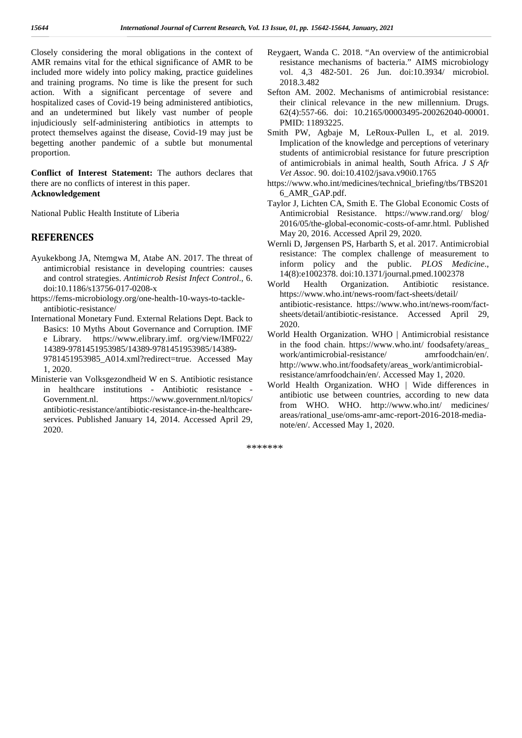Closely considering the moral obligations in the context of AMR remains vital for the ethical significance of AMR to be included more widely into policy making, practice guidelines and training programs. No time is like the present for such action. With a significant percentage of severe and hospitalized cases of Covid-19 being administered antibiotics, and an undetermined but likely vast number of people injudiciously self-administering antibiotics in attempts to protect themselves against the disease, Covid-19 may just be begetting another pandemic of a subtle but monumental proportion.

**Conflict of Interest Statement:** The authors declares that there are no conflicts of interest in this paper.

**Acknowledgement**

National Public Health Institute of Liberia

## REFERENCES

Ayukekbong JA, Ntemgwa M, Atabe AN. 2017. The threat of antimicrobial resistance in developing countries: causes and control strategies. *Antimicrob Resist Infect Control*., 6. doi:10.1186/s13756-017-0208-x

https://fems-microbiology.org/one-health-10-ways-to-tackle-antibiotic-resistance/

International Monetary Fund. External Relations Dept. Back to Basics: 10 Myths About Governance and Corruption. IMF e Library. https://www.elibrary.imf. org/view/IMF022/ 14389-9781451953985/14389-9781451953985/14389-9781451953985_A014.xml?redirect=true. Accessed May 1, 2020.

Ministerie van Volksgezondheid W en S. Antibiotic resistance in healthcare institutions - Antibiotic resistance - Government.nl. https://www.government.nl/topics/ antibiotic-resistance/antibiotic-resistance-in-the-healthcare-services. Published January 14, 2014. Accessed April 29, 2020.

Reygaert, Wanda C. 2018. "An overview of the antimicrobial resistance mechanisms of bacteria." AIMS microbiology vol. 4,3 482-501. 26 Jun. doi:10.3934/ microbiol. 2018.3.482

Sefton AM. 2002. Mechanisms of antimicrobial resistance: their clinical relevance in the new millennium. Drugs. 62(4):557-66. doi: 10.2165/00003495-200262040-00001. PMID: 11893225.

Smith PW, Agbaje M, LeRoux-Pullen L, et al. 2019. Implication of the knowledge and perceptions of veterinary students of antimicrobial resistance for future prescription of antimicrobials in animal health, South Africa. *J S Afr Vet Assoc*. 90. doi:10.4102/jsava.v90i0.1765

https://www.who.int/medicines/technical_briefing/tbs/TBS2016_AMR_GAP.pdf.

Taylor J, Lichten CA, Smith E. The Global Economic Costs of Antimicrobial Resistance. https://www.rand.org/ blog/ 2016/05/the-global-economic-costs-of-amr.html. Published May 20, 2016. Accessed April 29, 2020.

Wernli D, Jørgensen PS, Harbarth S, et al. 2017. Antimicrobial resistance: The complex challenge of measurement to inform policy and the public. *PLOS Medicine*., 14(8):e1002378. doi:10.1371/journal.pmed.1002378

World Health Organization. Antibiotic resistance. https://www.who.int/news-room/fact-sheets/detail/ antibiotic-resistance. https://www.who.int/news-room/fact-sheets/detail/antibiotic-resistance. Accessed April 29, 2020.

World Health Organization. WHO | Antimicrobial resistance in the food chain. https://www.who.int/ foodsafety/areas_ work/antimicrobial-resistance/ amrfoodchain/en/. http://www.who.int/foodsafety/areas_work/antimicrobial-resistance/amrfoodchain/en/. Accessed May 1, 2020.

World Health Organization. WHO | Wide differences in antibiotic use between countries, according to new data from WHO. WHO. http://www.who.int/ medicines/ areas/rational_use/oms-amr-amc-report-2016-2018-media-note/en/. Accessed May 1, 2020.

*******